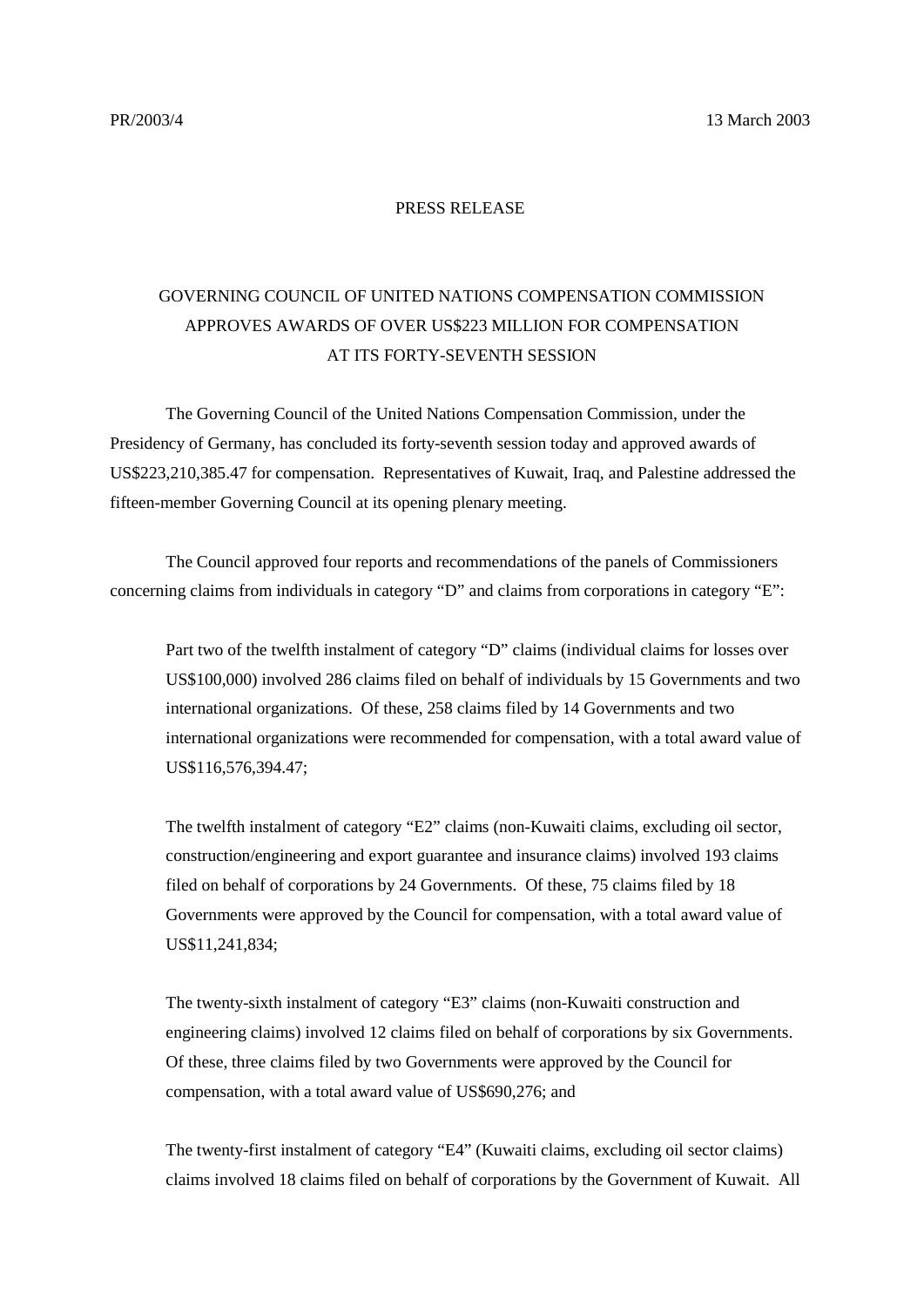PR/2003/4 13 March 2003

PRESS RELEASE

# GOVERNING COUNCIL OF UNITED NATIONS COMPENSATION COMMISSION APPROVES AWARDS OF OVER US$223 MILLION FOR COMPENSATION AT ITS FORTY-SEVENTH SESSION

The Governing Council of the United Nations Compensation Commission, under the Presidency of Germany, has concluded its forty-seventh session today and approved awards of US$223,210,385.47 for compensation. Representatives of Kuwait, Iraq, and Palestine addressed the fifteen-member Governing Council at its opening plenary meeting.

The Council approved four reports and recommendations of the panels of Commissioners concerning claims from individuals in category "D" and claims from corporations in category "E":

> Part two of the twelfth instalment of category "D" claims (individual claims for losses over US$100,000) involved 286 claims filed on behalf of individuals by 15 Governments and two international organizations. Of these, 258 claims filed by 14 Governments and two international organizations were recommended for compensation, with a total award value of US$116,576,394.47;
>
> The twelfth instalment of category "E2" claims (non-Kuwaiti claims, excluding oil sector, construction/engineering and export guarantee and insurance claims) involved 193 claims filed on behalf of corporations by 24 Governments. Of these, 75 claims filed by 18 Governments were approved by the Council for compensation, with a total award value of US$11,241,834;
>
> The twenty-sixth instalment of category "E3" claims (non-Kuwaiti construction and engineering claims) involved 12 claims filed on behalf of corporations by six Governments. Of these, three claims filed by two Governments were approved by the Council for compensation, with a total award value of US$690,276; and
>
> The twenty-first instalment of category "E4" (Kuwaiti claims, excluding oil sector claims) claims involved 18 claims filed on behalf of corporations by the Government of Kuwait. All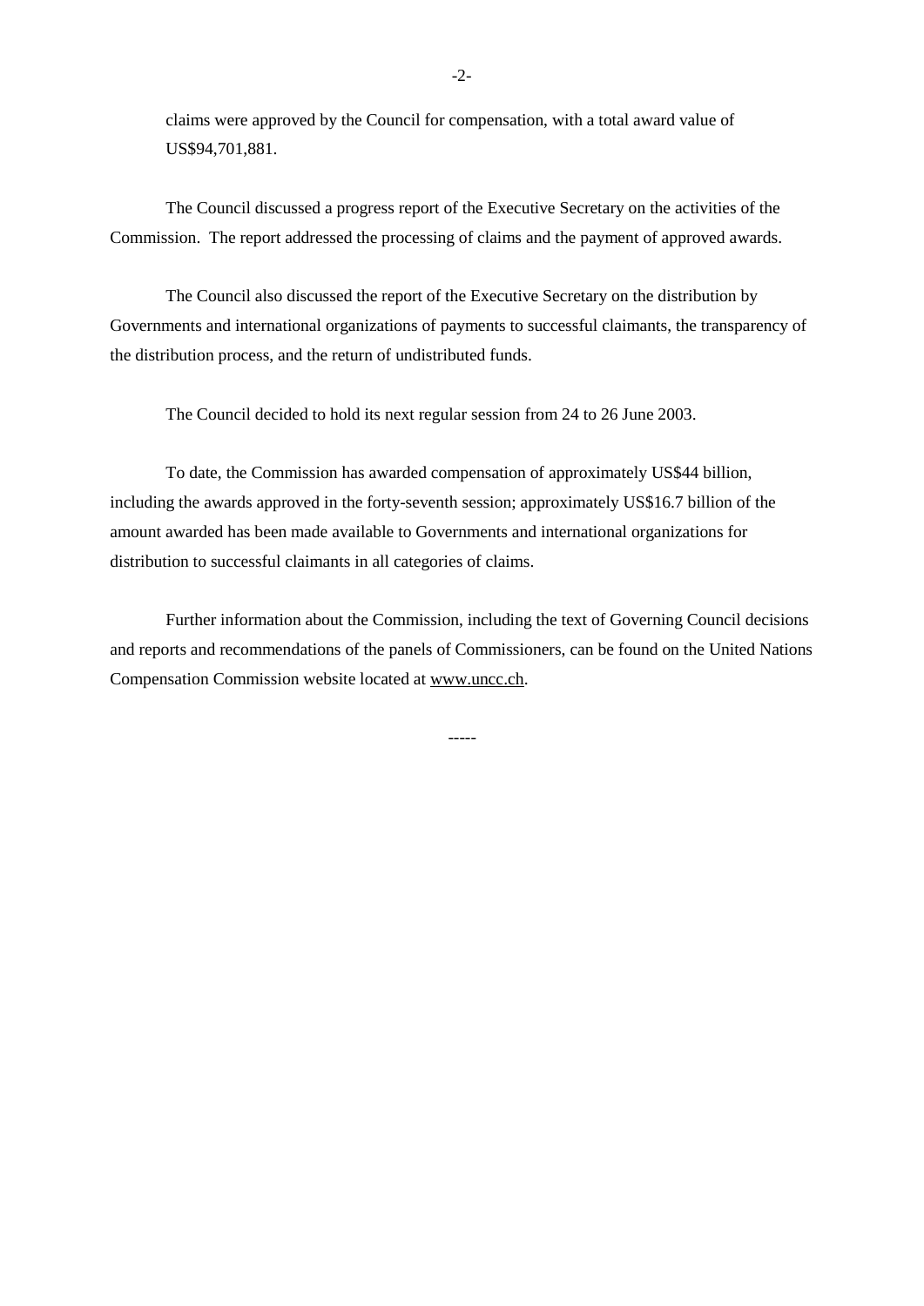claims were approved by the Council for compensation, with a total award value of US$94,701,881.

The Council discussed a progress report of the Executive Secretary on the activities of the Commission. The report addressed the processing of claims and the payment of approved awards.

The Council also discussed the report of the Executive Secretary on the distribution by Governments and international organizations of payments to successful claimants, the transparency of the distribution process, and the return of undistributed funds.

The Council decided to hold its next regular session from 24 to 26 June 2003.

To date, the Commission has awarded compensation of approximately US$44 billion, including the awards approved in the forty-seventh session; approximately US$16.7 billion of the amount awarded has been made available to Governments and international organizations for distribution to successful claimants in all categories of claims.

Further information about the Commission, including the text of Governing Council decisions and reports and recommendations of the panels of Commissioners, can be found on the United Nations Compensation Commission website located at www.uncc.ch.

-----